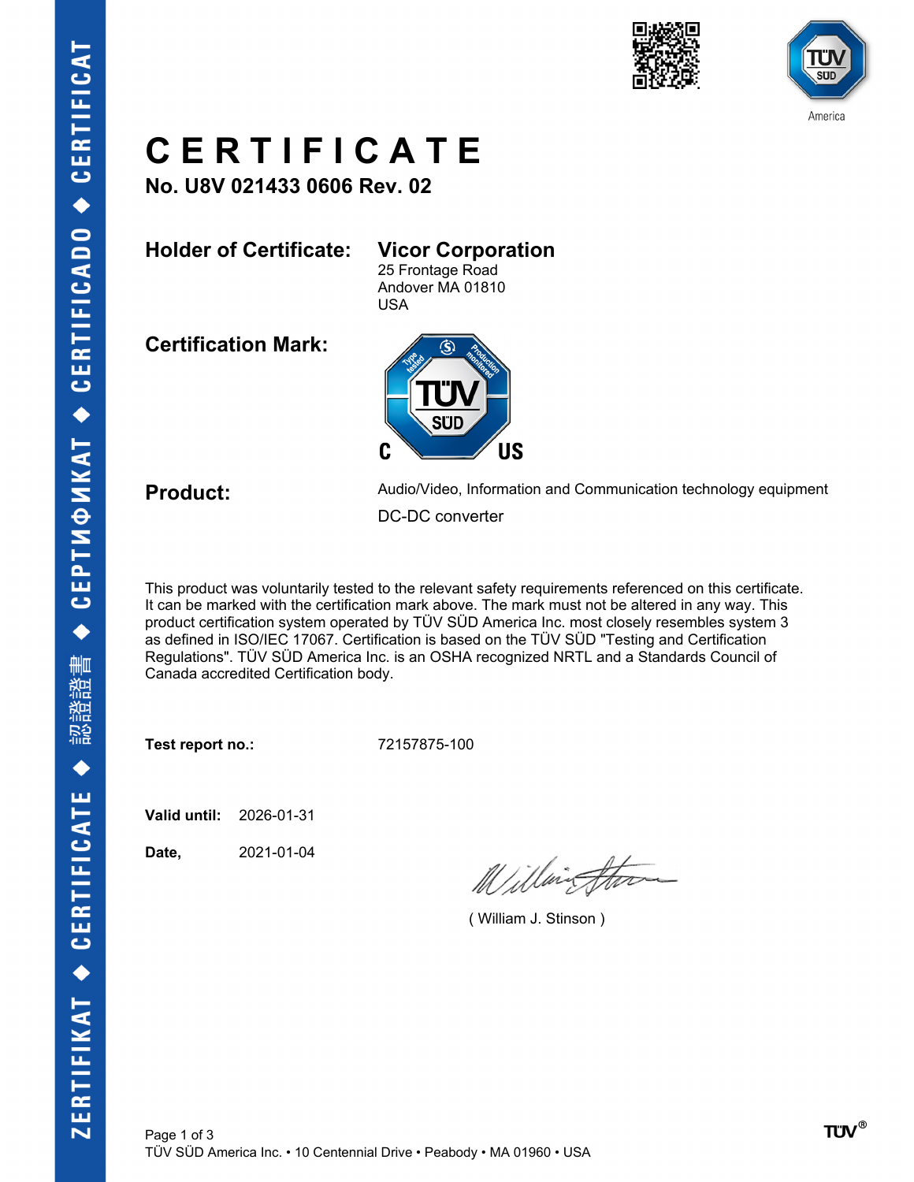# CERTIFICATE

## No. U8V 021433 0606 Rev. 02

**Holder of Certificate:** **Vicor Corporation**
25 Frontage Road
Andover MA 01810
USA

**Certification Mark:**

**Product:** Audio/Video, Information and Communication technology equipment

DC-DC converter

This product was voluntarily tested to the relevant safety requirements referenced on this certificate. It can be marked with the certification mark above. The mark must not be altered in any way. This product certification system operated by TÜV SÜD America Inc. most closely resembles system 3 as defined in ISO/IEC 17067. Certification is based on the TÜV SÜD "Testing and Certification Regulations". TÜV SÜD America Inc. is an OSHA recognized NRTL and a Standards Council of Canada accredited Certification body.

**Test report no.:** 72157875-100

**Valid until:** 2026-01-31

**Date,** 2021-01-04

( William J. Stinson )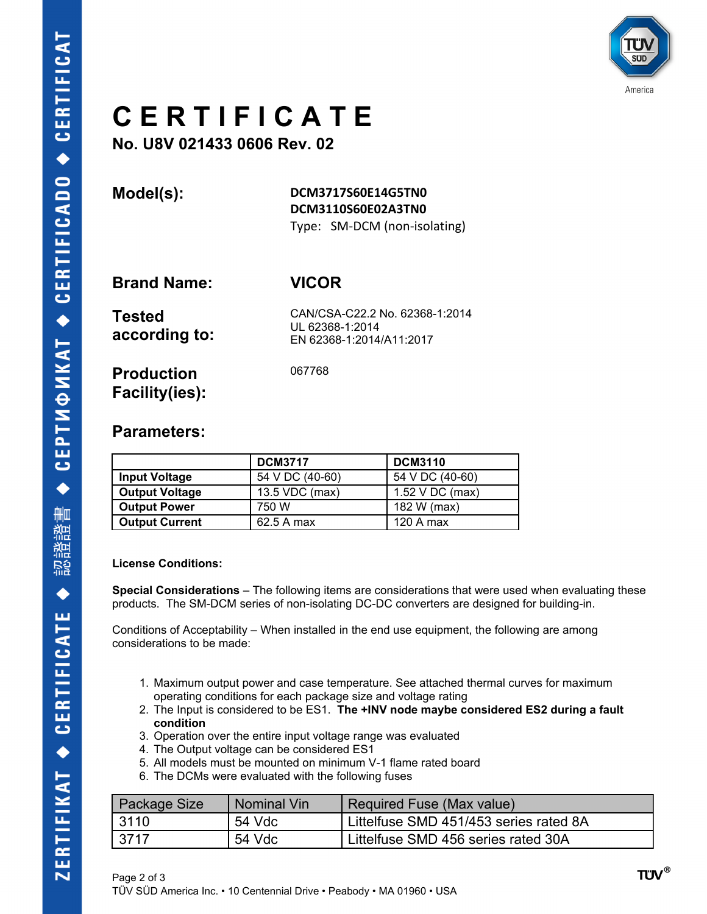# CERTIFICATE

**No. U8V 021433 0606 Rev. 02**

**Model(s):** **DCM3717S60E14G5TN0**
**DCM3110S60E02A3TN0**
Type: SM-DCM (non-isolating)

**Brand Name:** **VICOR**

**Tested according to:** CAN/CSA-C22.2 No. 62368-1:2014
UL 62368-1:2014
EN 62368-1:2014/A11:2017

**Production Facility(ies):** 067768

## Parameters:

| | DCM3717 | DCM3110 |
|---|---|---|
| **Input Voltage** | 54 V DC (40-60) | 54 V DC (40-60) |
| **Output Voltage** | 13.5 VDC (max) | 1.52 V DC (max) |
| **Output Power** | 750 W | 182 W (max) |
| **Output Current** | 62.5 A max | 120 A max |

**License Conditions:**

**Special Considerations** – The following items are considerations that were used when evaluating these products. The SM-DCM series of non-isolating DC-DC converters are designed for building-in.

Conditions of Acceptability – When installed in the end use equipment, the following are among considerations to be made:

1. Maximum output power and case temperature. See attached thermal curves for maximum operating conditions for each package size and voltage rating
2. The Input is considered to be ES1. **The +INV node maybe considered ES2 during a fault condition**
3. Operation over the entire input voltage range was evaluated
4. The Output voltage can be considered ES1
5. All models must be mounted on minimum V-1 flame rated board
6. The DCMs were evaluated with the following fuses

| Package Size | Nominal Vin | Required Fuse (Max value) |
|---|---|---|
| 3110 | 54 Vdc | Littelfuse SMD 451/453 series rated 8A |
| 3717 | 54 Vdc | Littelfuse SMD 456 series rated 30A |

TÜV SÜD America Inc. • 10 Centennial Drive • Peabody • MA 01960 • USA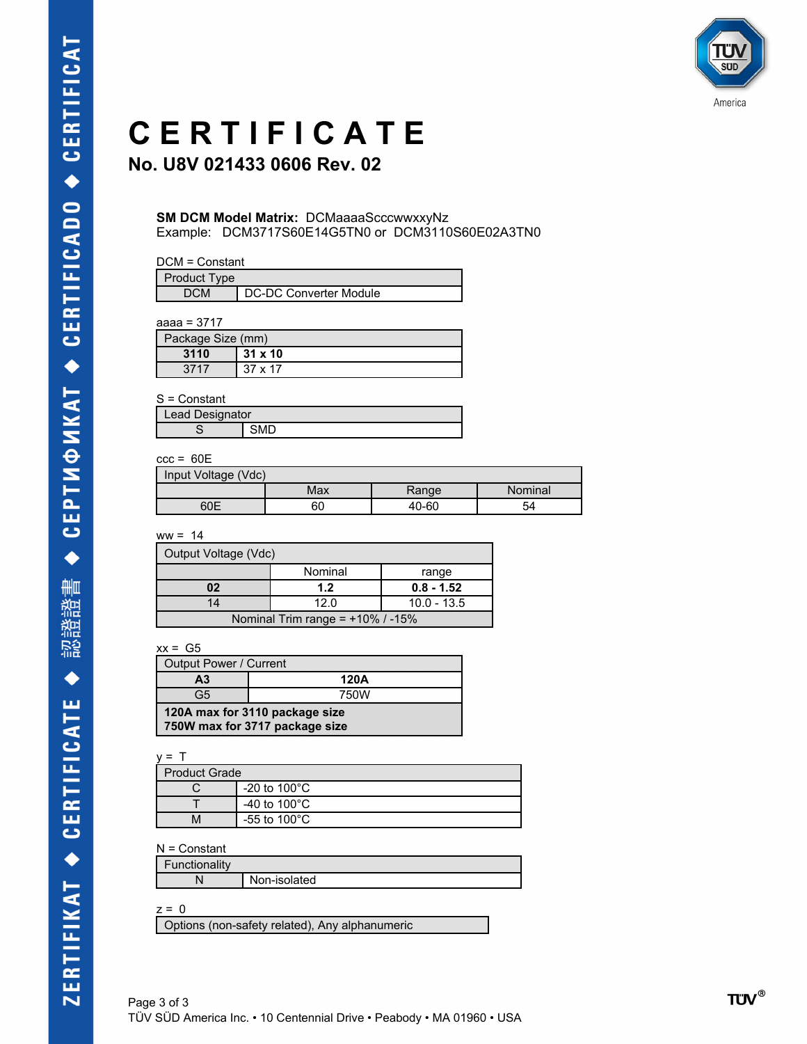# CERTIFICATE

## No. U8V 021433 0606 Rev. 02

**SM DCM Model Matrix:** DCMaaaaScccwwxxyNz
Example: DCM3717S60E14G5TN0 or DCM3110S60E02A3TN0

DCM = Constant

| Product Type | |
|---|---|
| DCM | DC-DC Converter Module |

aaaa = 3717

| Package Size (mm) | |
|---|---|
| **3110** | **31 x 10** |
| 3717 | 37 x 17 |

S = Constant

| Lead Designator | |
|---|---|
| S | SMD |

ccc = 60E

| Input Voltage (Vdc) | | | |
|---|---|---|---|
| | Max | Range | Nominal |
| 60E | 60 | 40-60 | 54 |

ww = 14

| Output Voltage (Vdc) | | |
|---|---|---|
| | Nominal | range |
| **02** | **1.2** | **0.8 - 1.52** |
| 14 | 12.0 | 10.0 - 13.5 |
| Nominal Trim range = +10% / -15% | | |

xx = G5

| Output Power / Current | |
|---|---|
| **A3** | **120A** |
| G5 | 750W |
| **120A max for 3110 package size**<br>**750W max for 3717 package size** | |

y = T

| Product Grade | |
|---|---|
| C | -20 to 100°C |
| T | -40 to 100°C |
| M | -55 to 100°C |

N = Constant

| Functionality | |
|---|---|
| N | Non-isolated |

z = 0

| Options (non-safety related), Any alphanumeric |
|---|

TÜV SÜD America Inc. • 10 Centennial Drive • Peabody • MA 01960 • USA